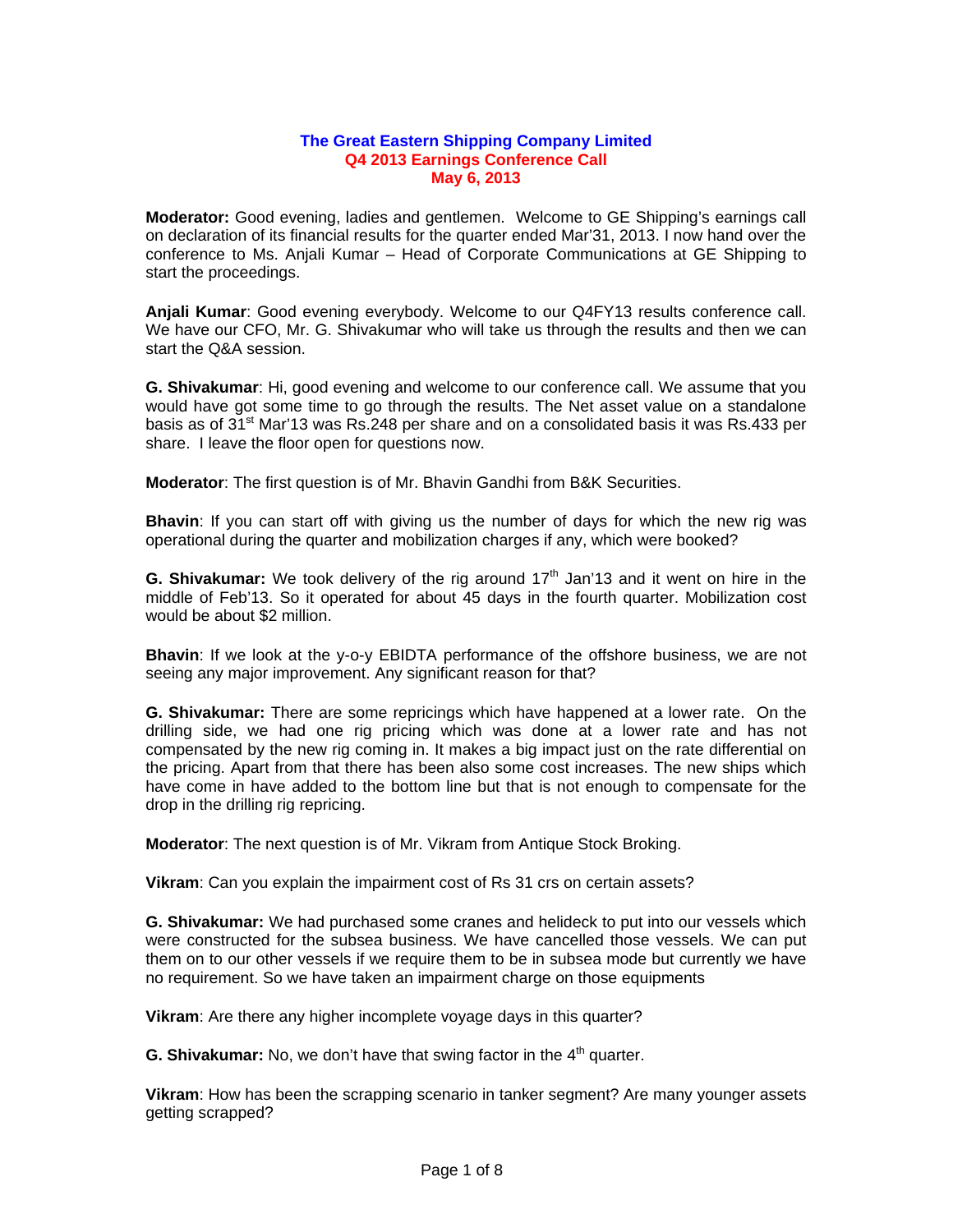# The Great Eastern Shipping Company Limited
## Q4 2013 Earnings Conference Call
## May 6, 2013

**Moderator:** Good evening, ladies and gentlemen. Welcome to GE Shipping's earnings call on declaration of its financial results for the quarter ended Mar'31, 2013. I now hand over the conference to Ms. Anjali Kumar – Head of Corporate Communications at GE Shipping to start the proceedings.

**Anjali Kumar**: Good evening everybody. Welcome to our Q4FY13 results conference call. We have our CFO, Mr. G. Shivakumar who will take us through the results and then we can start the Q&A session.

**G. Shivakumar**: Hi, good evening and welcome to our conference call. We assume that you would have got some time to go through the results. The Net asset value on a standalone basis as of 31st Mar'13 was Rs.248 per share and on a consolidated basis it was Rs.433 per share. I leave the floor open for questions now.

**Moderator**: The first question is of Mr. Bhavin Gandhi from B&K Securities.

**Bhavin**: If you can start off with giving us the number of days for which the new rig was operational during the quarter and mobilization charges if any, which were booked?

**G. Shivakumar:** We took delivery of the rig around 17th Jan'13 and it went on hire in the middle of Feb'13. So it operated for about 45 days in the fourth quarter. Mobilization cost would be about $2 million.

**Bhavin**: If we look at the y-o-y EBIDTA performance of the offshore business, we are not seeing any major improvement. Any significant reason for that?

**G. Shivakumar:** There are some repricings which have happened at a lower rate. On the drilling side, we had one rig pricing which was done at a lower rate and has not compensated by the new rig coming in. It makes a big impact just on the rate differential on the pricing. Apart from that there has been also some cost increases. The new ships which have come in have added to the bottom line but that is not enough to compensate for the drop in the drilling rig repricing.

**Moderator**: The next question is of Mr. Vikram from Antique Stock Broking.

**Vikram**: Can you explain the impairment cost of Rs 31 crs on certain assets?

**G. Shivakumar:** We had purchased some cranes and helideck to put into our vessels which were constructed for the subsea business. We have cancelled those vessels. We can put them on to our other vessels if we require them to be in subsea mode but currently we have no requirement. So we have taken an impairment charge on those equipments

**Vikram**: Are there any higher incomplete voyage days in this quarter?

**G. Shivakumar:** No, we don't have that swing factor in the 4th quarter.

**Vikram**: How has been the scrapping scenario in tanker segment? Are many younger assets getting scrapped?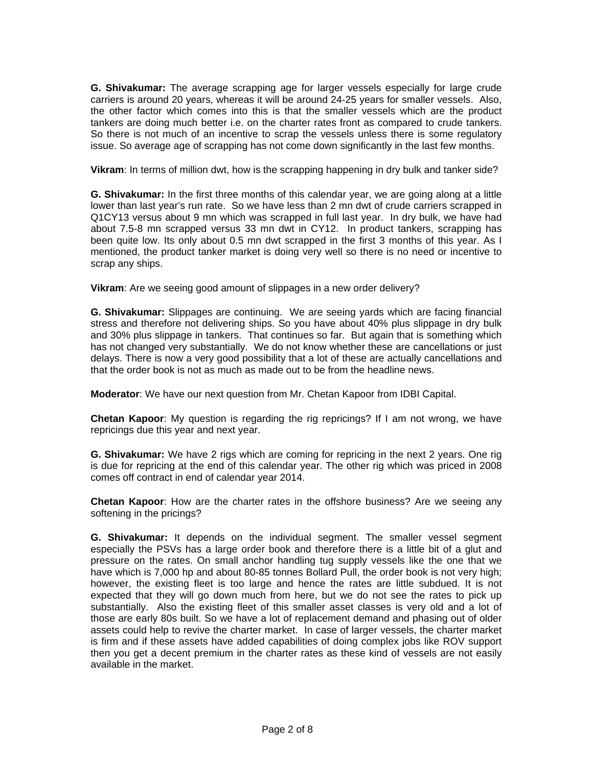**G. Shivakumar:** The average scrapping age for larger vessels especially for large crude carriers is around 20 years, whereas it will be around 24-25 years for smaller vessels. Also, the other factor which comes into this is that the smaller vessels which are the product tankers are doing much better i.e. on the charter rates front as compared to crude tankers. So there is not much of an incentive to scrap the vessels unless there is some regulatory issue. So average age of scrapping has not come down significantly in the last few months.

**Vikram**: In terms of million dwt, how is the scrapping happening in dry bulk and tanker side?

**G. Shivakumar:** In the first three months of this calendar year, we are going along at a little lower than last year's run rate. So we have less than 2 mn dwt of crude carriers scrapped in Q1CY13 versus about 9 mn which was scrapped in full last year. In dry bulk, we have had about 7.5-8 mn scrapped versus 33 mn dwt in CY12. In product tankers, scrapping has been quite low. Its only about 0.5 mn dwt scrapped in the first 3 months of this year. As I mentioned, the product tanker market is doing very well so there is no need or incentive to scrap any ships.

**Vikram**: Are we seeing good amount of slippages in a new order delivery?

**G. Shivakumar:** Slippages are continuing. We are seeing yards which are facing financial stress and therefore not delivering ships. So you have about 40% plus slippage in dry bulk and 30% plus slippage in tankers. That continues so far. But again that is something which has not changed very substantially. We do not know whether these are cancellations or just delays. There is now a very good possibility that a lot of these are actually cancellations and that the order book is not as much as made out to be from the headline news.

**Moderator**: We have our next question from Mr. Chetan Kapoor from IDBI Capital.

**Chetan Kapoor**: My question is regarding the rig repricings? If I am not wrong, we have repricings due this year and next year.

**G. Shivakumar:** We have 2 rigs which are coming for repricing in the next 2 years. One rig is due for repricing at the end of this calendar year. The other rig which was priced in 2008 comes off contract in end of calendar year 2014.

**Chetan Kapoor**: How are the charter rates in the offshore business? Are we seeing any softening in the pricings?

**G. Shivakumar:** It depends on the individual segment. The smaller vessel segment especially the PSVs has a large order book and therefore there is a little bit of a glut and pressure on the rates. On small anchor handling tug supply vessels like the one that we have which is 7,000 hp and about 80-85 tonnes Bollard Pull, the order book is not very high; however, the existing fleet is too large and hence the rates are little subdued. It is not expected that they will go down much from here, but we do not see the rates to pick up substantially. Also the existing fleet of this smaller asset classes is very old and a lot of those are early 80s built. So we have a lot of replacement demand and phasing out of older assets could help to revive the charter market. In case of larger vessels, the charter market is firm and if these assets have added capabilities of doing complex jobs like ROV support then you get a decent premium in the charter rates as these kind of vessels are not easily available in the market.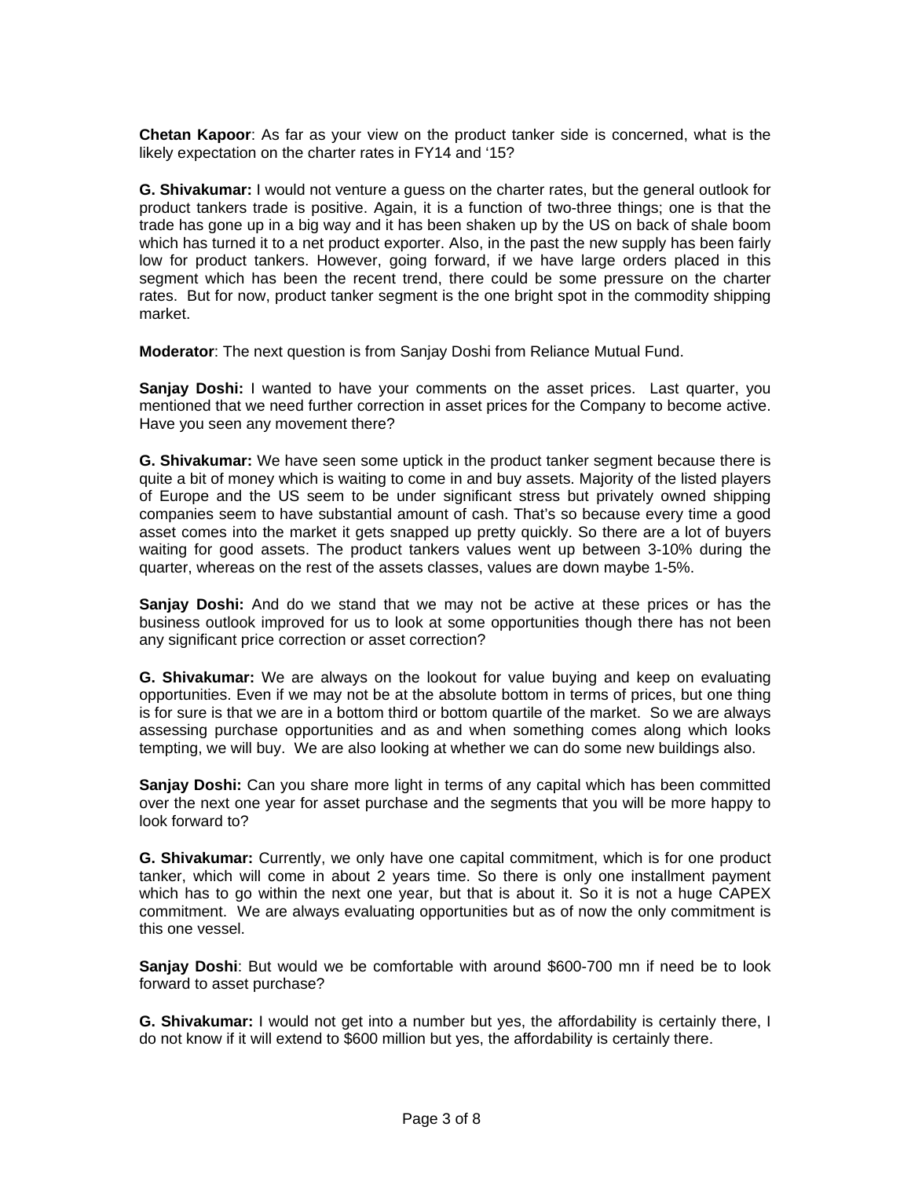**Chetan Kapoor**: As far as your view on the product tanker side is concerned, what is the likely expectation on the charter rates in FY14 and '15?

**G. Shivakumar:** I would not venture a guess on the charter rates, but the general outlook for product tankers trade is positive. Again, it is a function of two-three things; one is that the trade has gone up in a big way and it has been shaken up by the US on back of shale boom which has turned it to a net product exporter. Also, in the past the new supply has been fairly low for product tankers. However, going forward, if we have large orders placed in this segment which has been the recent trend, there could be some pressure on the charter rates. But for now, product tanker segment is the one bright spot in the commodity shipping market.

**Moderator**: The next question is from Sanjay Doshi from Reliance Mutual Fund.

**Sanjay Doshi:** I wanted to have your comments on the asset prices. Last quarter, you mentioned that we need further correction in asset prices for the Company to become active. Have you seen any movement there?

**G. Shivakumar:** We have seen some uptick in the product tanker segment because there is quite a bit of money which is waiting to come in and buy assets. Majority of the listed players of Europe and the US seem to be under significant stress but privately owned shipping companies seem to have substantial amount of cash. That's so because every time a good asset comes into the market it gets snapped up pretty quickly. So there are a lot of buyers waiting for good assets. The product tankers values went up between 3-10% during the quarter, whereas on the rest of the assets classes, values are down maybe 1-5%.

**Sanjay Doshi:** And do we stand that we may not be active at these prices or has the business outlook improved for us to look at some opportunities though there has not been any significant price correction or asset correction?

**G. Shivakumar:** We are always on the lookout for value buying and keep on evaluating opportunities. Even if we may not be at the absolute bottom in terms of prices, but one thing is for sure is that we are in a bottom third or bottom quartile of the market. So we are always assessing purchase opportunities and as and when something comes along which looks tempting, we will buy. We are also looking at whether we can do some new buildings also.

**Sanjay Doshi:** Can you share more light in terms of any capital which has been committed over the next one year for asset purchase and the segments that you will be more happy to look forward to?

**G. Shivakumar:** Currently, we only have one capital commitment, which is for one product tanker, which will come in about 2 years time. So there is only one installment payment which has to go within the next one year, but that is about it. So it is not a huge CAPEX commitment. We are always evaluating opportunities but as of now the only commitment is this one vessel.

**Sanjay Doshi**: But would we be comfortable with around $600-700 mn if need be to look forward to asset purchase?

**G. Shivakumar:** I would not get into a number but yes, the affordability is certainly there, I do not know if it will extend to $600 million but yes, the affordability is certainly there.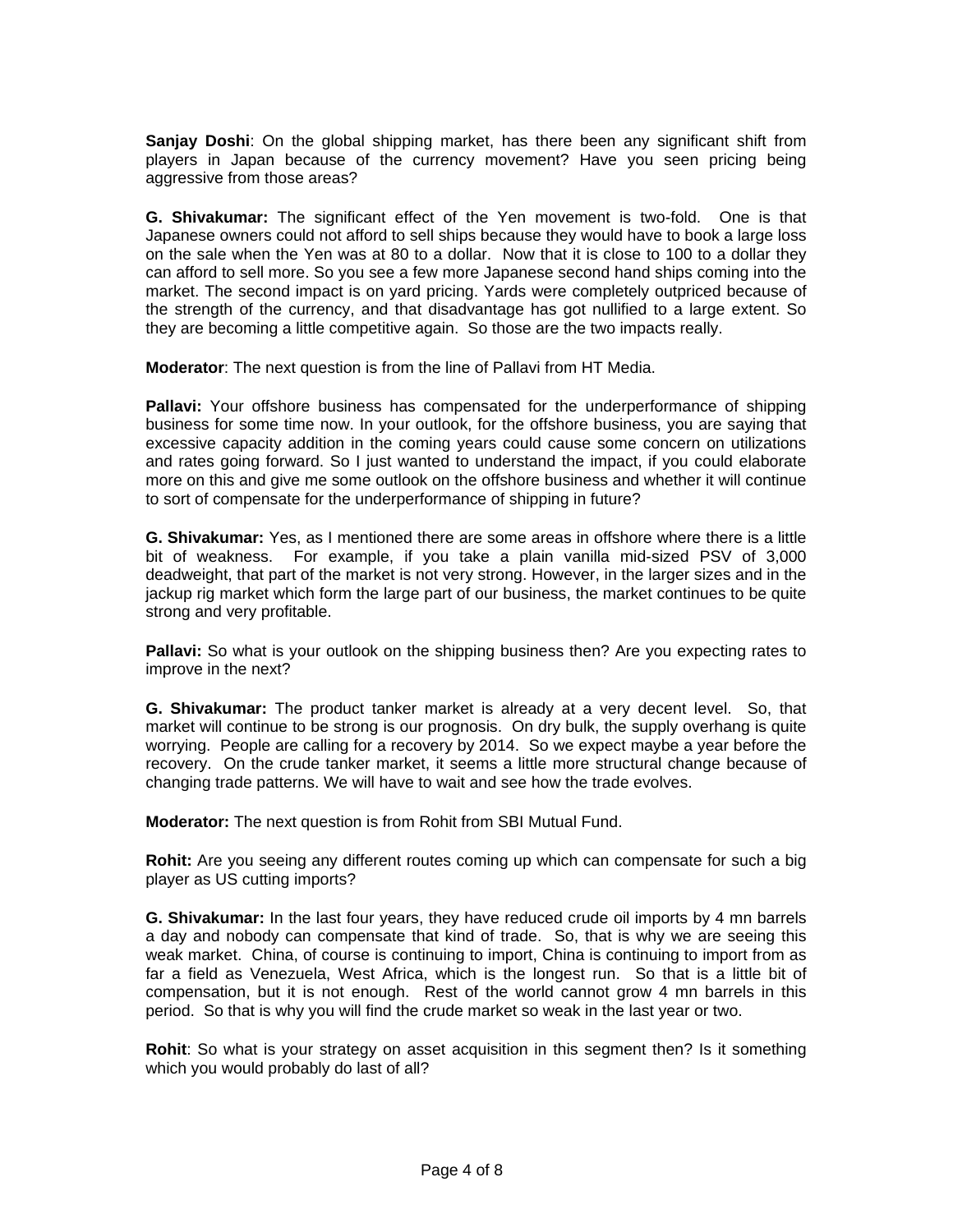**Sanjay Doshi**: On the global shipping market, has there been any significant shift from players in Japan because of the currency movement? Have you seen pricing being aggressive from those areas?

**G. Shivakumar:** The significant effect of the Yen movement is two-fold. One is that Japanese owners could not afford to sell ships because they would have to book a large loss on the sale when the Yen was at 80 to a dollar. Now that it is close to 100 to a dollar they can afford to sell more. So you see a few more Japanese second hand ships coming into the market. The second impact is on yard pricing. Yards were completely outpriced because of the strength of the currency, and that disadvantage has got nullified to a large extent. So they are becoming a little competitive again. So those are the two impacts really.

**Moderator**: The next question is from the line of Pallavi from HT Media.

**Pallavi:** Your offshore business has compensated for the underperformance of shipping business for some time now. In your outlook, for the offshore business, you are saying that excessive capacity addition in the coming years could cause some concern on utilizations and rates going forward. So I just wanted to understand the impact, if you could elaborate more on this and give me some outlook on the offshore business and whether it will continue to sort of compensate for the underperformance of shipping in future?

**G. Shivakumar:** Yes, as I mentioned there are some areas in offshore where there is a little bit of weakness. For example, if you take a plain vanilla mid-sized PSV of 3,000 deadweight, that part of the market is not very strong. However, in the larger sizes and in the jackup rig market which form the large part of our business, the market continues to be quite strong and very profitable.

**Pallavi:** So what is your outlook on the shipping business then? Are you expecting rates to improve in the next?

**G. Shivakumar:** The product tanker market is already at a very decent level. So, that market will continue to be strong is our prognosis. On dry bulk, the supply overhang is quite worrying. People are calling for a recovery by 2014. So we expect maybe a year before the recovery. On the crude tanker market, it seems a little more structural change because of changing trade patterns. We will have to wait and see how the trade evolves.

**Moderator:** The next question is from Rohit from SBI Mutual Fund.

**Rohit:** Are you seeing any different routes coming up which can compensate for such a big player as US cutting imports?

**G. Shivakumar:** In the last four years, they have reduced crude oil imports by 4 mn barrels a day and nobody can compensate that kind of trade. So, that is why we are seeing this weak market. China, of course is continuing to import, China is continuing to import from as far a field as Venezuela, West Africa, which is the longest run. So that is a little bit of compensation, but it is not enough. Rest of the world cannot grow 4 mn barrels in this period. So that is why you will find the crude market so weak in the last year or two.

**Rohit**: So what is your strategy on asset acquisition in this segment then? Is it something which you would probably do last of all?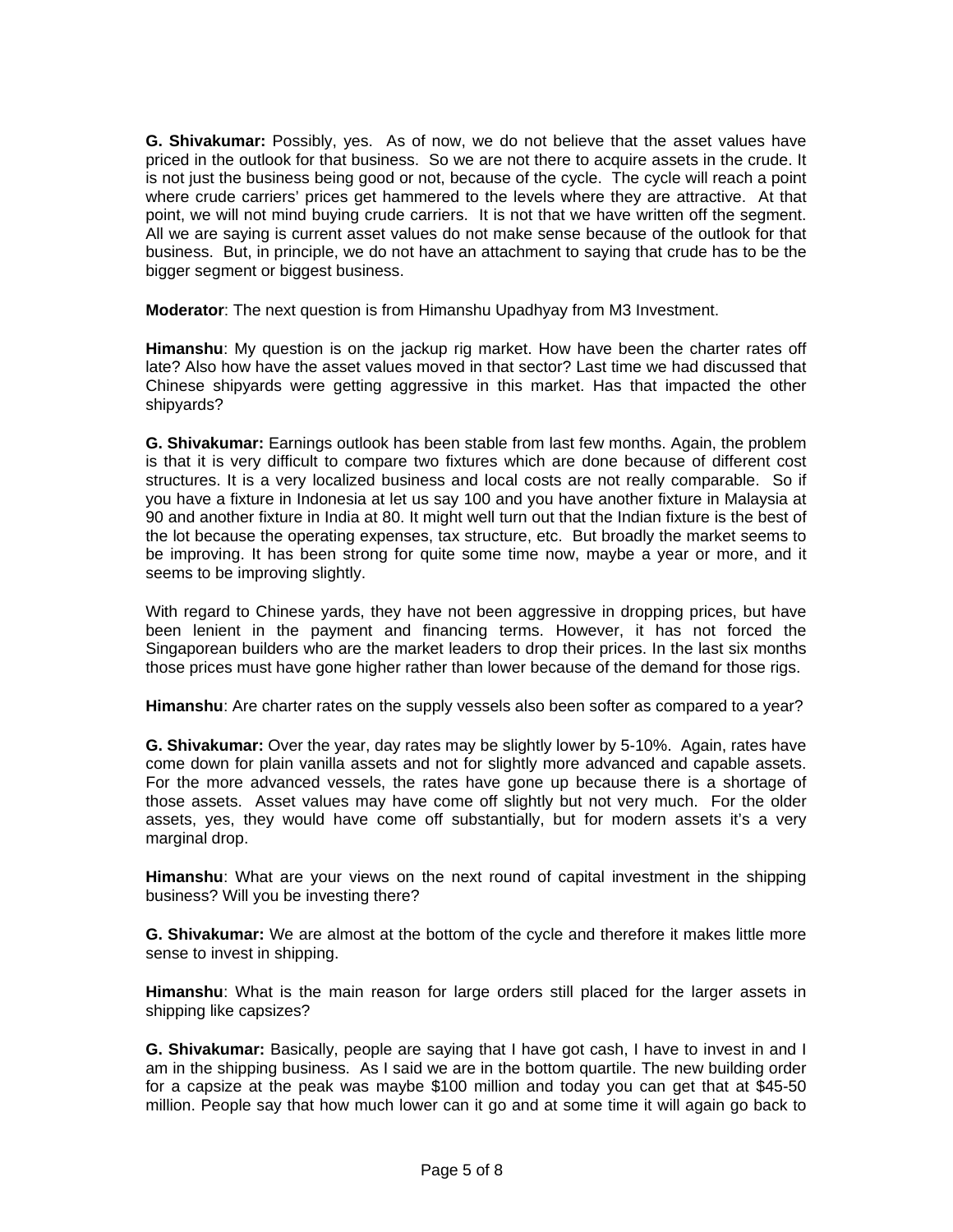**G. Shivakumar:** Possibly, yes. As of now, we do not believe that the asset values have priced in the outlook for that business. So we are not there to acquire assets in the crude. It is not just the business being good or not, because of the cycle. The cycle will reach a point where crude carriers' prices get hammered to the levels where they are attractive. At that point, we will not mind buying crude carriers. It is not that we have written off the segment. All we are saying is current asset values do not make sense because of the outlook for that business. But, in principle, we do not have an attachment to saying that crude has to be the bigger segment or biggest business.

**Moderator**: The next question is from Himanshu Upadhyay from M3 Investment.

**Himanshu**: My question is on the jackup rig market. How have been the charter rates off late? Also how have the asset values moved in that sector? Last time we had discussed that Chinese shipyards were getting aggressive in this market. Has that impacted the other shipyards?

**G. Shivakumar:** Earnings outlook has been stable from last few months. Again, the problem is that it is very difficult to compare two fixtures which are done because of different cost structures. It is a very localized business and local costs are not really comparable. So if you have a fixture in Indonesia at let us say 100 and you have another fixture in Malaysia at 90 and another fixture in India at 80. It might well turn out that the Indian fixture is the best of the lot because the operating expenses, tax structure, etc. But broadly the market seems to be improving. It has been strong for quite some time now, maybe a year or more, and it seems to be improving slightly.

With regard to Chinese yards, they have not been aggressive in dropping prices, but have been lenient in the payment and financing terms. However, it has not forced the Singaporean builders who are the market leaders to drop their prices. In the last six months those prices must have gone higher rather than lower because of the demand for those rigs.

**Himanshu**: Are charter rates on the supply vessels also been softer as compared to a year?

**G. Shivakumar:** Over the year, day rates may be slightly lower by 5-10%. Again, rates have come down for plain vanilla assets and not for slightly more advanced and capable assets. For the more advanced vessels, the rates have gone up because there is a shortage of those assets. Asset values may have come off slightly but not very much. For the older assets, yes, they would have come off substantially, but for modern assets it's a very marginal drop.

**Himanshu**: What are your views on the next round of capital investment in the shipping business? Will you be investing there?

**G. Shivakumar:** We are almost at the bottom of the cycle and therefore it makes little more sense to invest in shipping.

**Himanshu**: What is the main reason for large orders still placed for the larger assets in shipping like capsizes?

**G. Shivakumar:** Basically, people are saying that I have got cash, I have to invest in and I am in the shipping business. As I said we are in the bottom quartile. The new building order for a capsize at the peak was maybe $100 million and today you can get that at $45-50 million. People say that how much lower can it go and at some time it will again go back to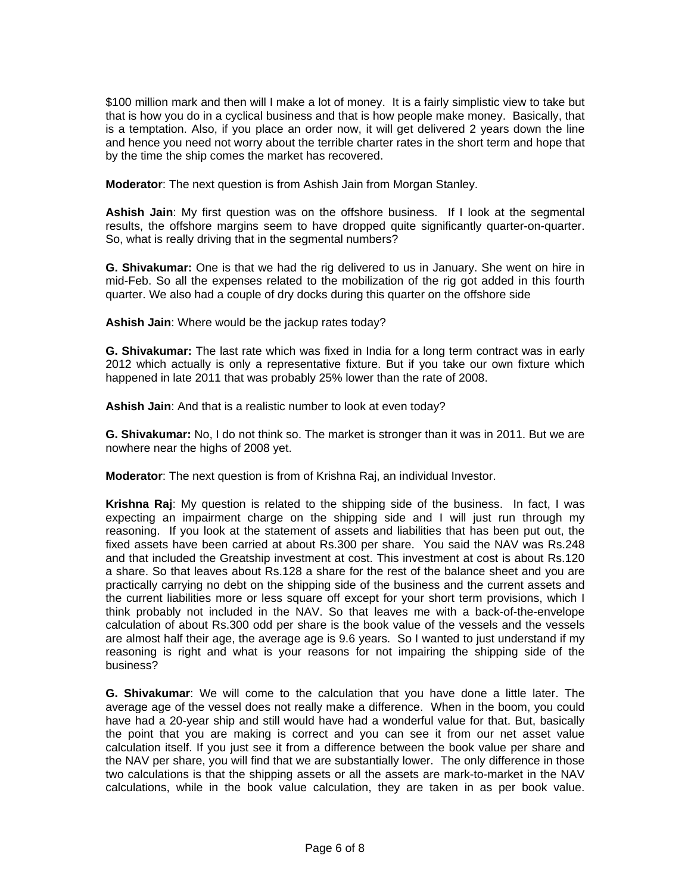$100 million mark and then will I make a lot of money. It is a fairly simplistic view to take but that is how you do in a cyclical business and that is how people make money. Basically, that is a temptation. Also, if you place an order now, it will get delivered 2 years down the line and hence you need not worry about the terrible charter rates in the short term and hope that by the time the ship comes the market has recovered.

**Moderator**: The next question is from Ashish Jain from Morgan Stanley.

**Ashish Jain**: My first question was on the offshore business. If I look at the segmental results, the offshore margins seem to have dropped quite significantly quarter-on-quarter. So, what is really driving that in the segmental numbers?

**G. Shivakumar:** One is that we had the rig delivered to us in January. She went on hire in mid-Feb. So all the expenses related to the mobilization of the rig got added in this fourth quarter. We also had a couple of dry docks during this quarter on the offshore side

**Ashish Jain**: Where would be the jackup rates today?

**G. Shivakumar:** The last rate which was fixed in India for a long term contract was in early 2012 which actually is only a representative fixture. But if you take our own fixture which happened in late 2011 that was probably 25% lower than the rate of 2008.

**Ashish Jain**: And that is a realistic number to look at even today?

**G. Shivakumar:** No, I do not think so. The market is stronger than it was in 2011. But we are nowhere near the highs of 2008 yet.

**Moderator**: The next question is from of Krishna Raj, an individual Investor.

**Krishna Raj**: My question is related to the shipping side of the business. In fact, I was expecting an impairment charge on the shipping side and I will just run through my reasoning. If you look at the statement of assets and liabilities that has been put out, the fixed assets have been carried at about Rs.300 per share. You said the NAV was Rs.248 and that included the Greatship investment at cost. This investment at cost is about Rs.120 a share. So that leaves about Rs.128 a share for the rest of the balance sheet and you are practically carrying no debt on the shipping side of the business and the current assets and the current liabilities more or less square off except for your short term provisions, which I think probably not included in the NAV. So that leaves me with a back-of-the-envelope calculation of about Rs.300 odd per share is the book value of the vessels and the vessels are almost half their age, the average age is 9.6 years. So I wanted to just understand if my reasoning is right and what is your reasons for not impairing the shipping side of the business?

**G. Shivakumar**: We will come to the calculation that you have done a little later. The average age of the vessel does not really make a difference. When in the boom, you could have had a 20-year ship and still would have had a wonderful value for that. But, basically the point that you are making is correct and you can see it from our net asset value calculation itself. If you just see it from a difference between the book value per share and the NAV per share, you will find that we are substantially lower. The only difference in those two calculations is that the shipping assets or all the assets are mark-to-market in the NAV calculations, while in the book value calculation, they are taken in as per book value.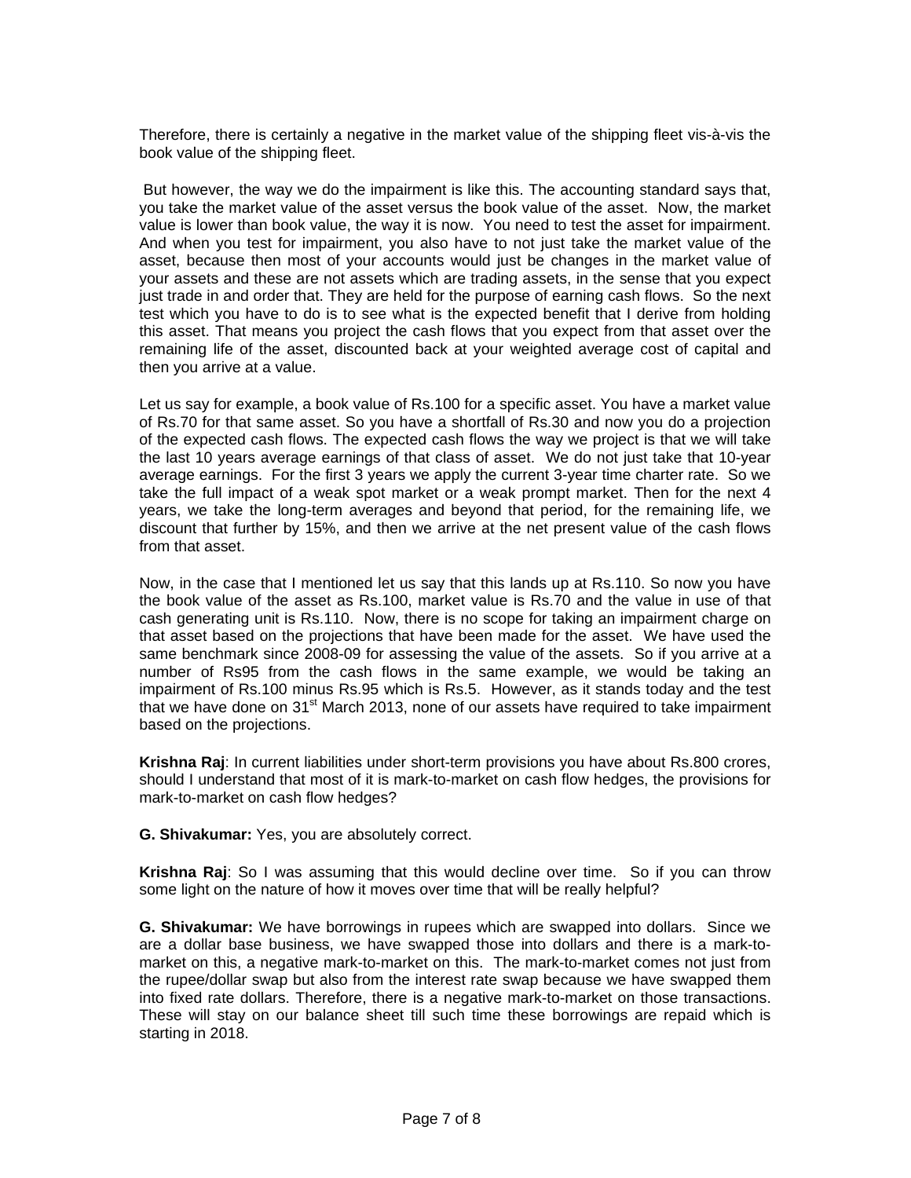Therefore, there is certainly a negative in the market value of the shipping fleet vis-à-vis the book value of the shipping fleet.

But however, the way we do the impairment is like this. The accounting standard says that, you take the market value of the asset versus the book value of the asset. Now, the market value is lower than book value, the way it is now. You need to test the asset for impairment. And when you test for impairment, you also have to not just take the market value of the asset, because then most of your accounts would just be changes in the market value of your assets and these are not assets which are trading assets, in the sense that you expect just trade in and order that. They are held for the purpose of earning cash flows. So the next test which you have to do is to see what is the expected benefit that I derive from holding this asset. That means you project the cash flows that you expect from that asset over the remaining life of the asset, discounted back at your weighted average cost of capital and then you arrive at a value.

Let us say for example, a book value of Rs.100 for a specific asset. You have a market value of Rs.70 for that same asset. So you have a shortfall of Rs.30 and now you do a projection of the expected cash flows. The expected cash flows the way we project is that we will take the last 10 years average earnings of that class of asset. We do not just take that 10-year average earnings. For the first 3 years we apply the current 3-year time charter rate. So we take the full impact of a weak spot market or a weak prompt market. Then for the next 4 years, we take the long-term averages and beyond that period, for the remaining life, we discount that further by 15%, and then we arrive at the net present value of the cash flows from that asset.

Now, in the case that I mentioned let us say that this lands up at Rs.110. So now you have the book value of the asset as Rs.100, market value is Rs.70 and the value in use of that cash generating unit is Rs.110. Now, there is no scope for taking an impairment charge on that asset based on the projections that have been made for the asset. We have used the same benchmark since 2008-09 for assessing the value of the assets. So if you arrive at a number of Rs95 from the cash flows in the same example, we would be taking an impairment of Rs.100 minus Rs.95 which is Rs.5. However, as it stands today and the test that we have done on 31st March 2013, none of our assets have required to take impairment based on the projections.

**Krishna Raj**: In current liabilities under short-term provisions you have about Rs.800 crores, should I understand that most of it is mark-to-market on cash flow hedges, the provisions for mark-to-market on cash flow hedges?

**G. Shivakumar:** Yes, you are absolutely correct.

**Krishna Raj**: So I was assuming that this would decline over time. So if you can throw some light on the nature of how it moves over time that will be really helpful?

**G. Shivakumar:** We have borrowings in rupees which are swapped into dollars. Since we are a dollar base business, we have swapped those into dollars and there is a mark-to-market on this, a negative mark-to-market on this. The mark-to-market comes not just from the rupee/dollar swap but also from the interest rate swap because we have swapped them into fixed rate dollars. Therefore, there is a negative mark-to-market on those transactions. These will stay on our balance sheet till such time these borrowings are repaid which is starting in 2018.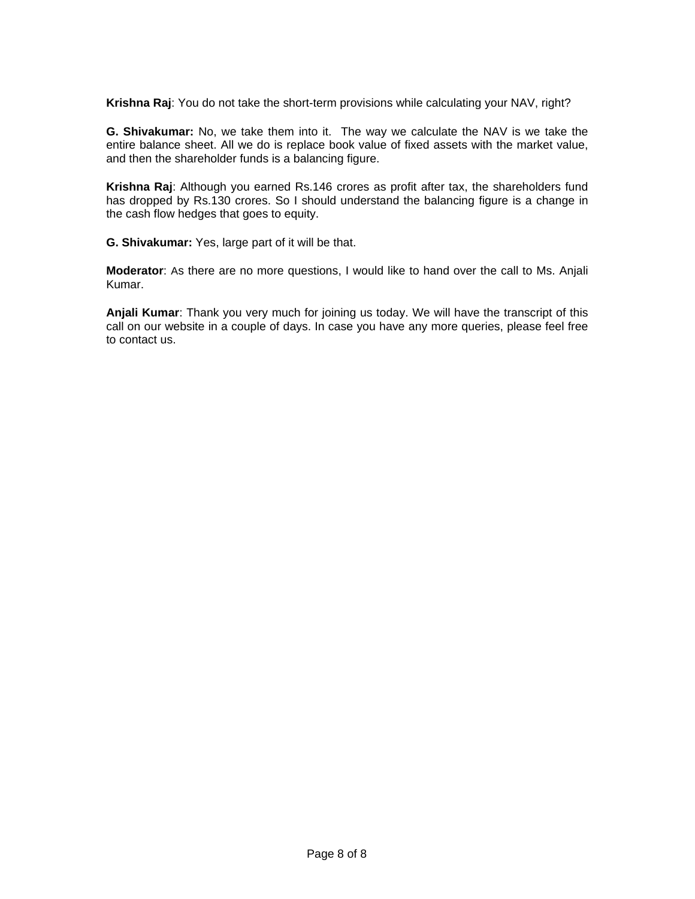**Krishna Raj**: You do not take the short-term provisions while calculating your NAV, right?

**G. Shivakumar:** No, we take them into it. The way we calculate the NAV is we take the entire balance sheet. All we do is replace book value of fixed assets with the market value, and then the shareholder funds is a balancing figure.

**Krishna Raj**: Although you earned Rs.146 crores as profit after tax, the shareholders fund has dropped by Rs.130 crores. So I should understand the balancing figure is a change in the cash flow hedges that goes to equity.

**G. Shivakumar:** Yes, large part of it will be that.

**Moderator**: As there are no more questions, I would like to hand over the call to Ms. Anjali Kumar.

**Anjali Kumar**: Thank you very much for joining us today. We will have the transcript of this call on our website in a couple of days. In case you have any more queries, please feel free to contact us.